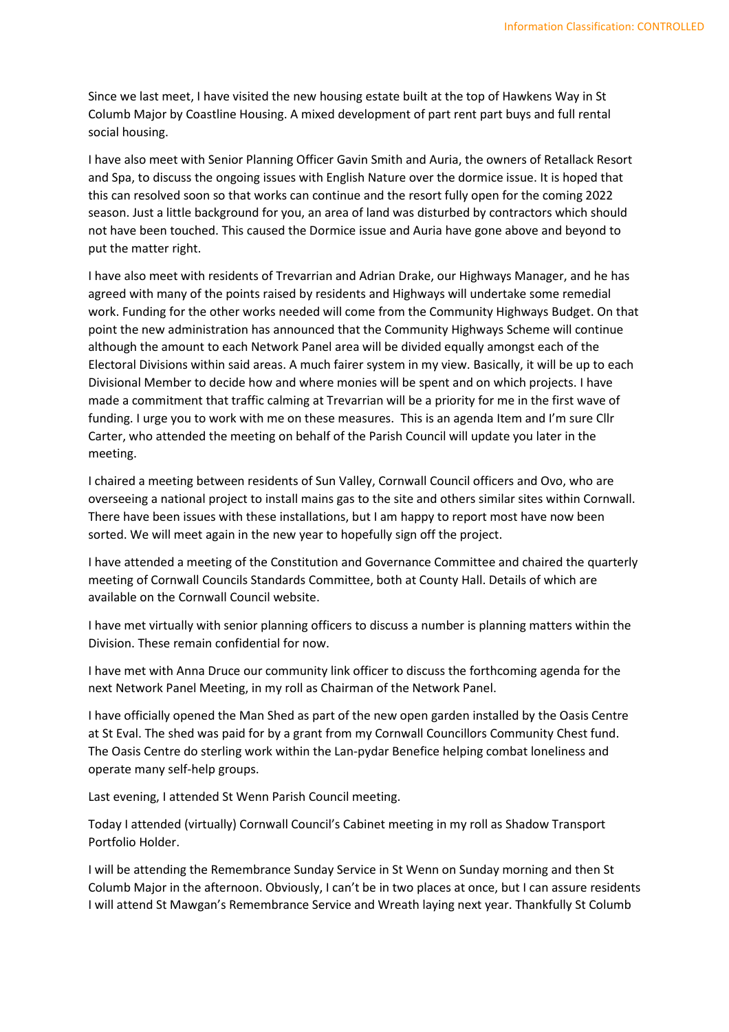Since we last meet, I have visited the new housing estate built at the top of Hawkens Way in St Columb Major by Coastline Housing. A mixed development of part rent part buys and full rental social housing.

I have also meet with Senior Planning Officer Gavin Smith and Auria, the owners of Retallack Resort and Spa, to discuss the ongoing issues with English Nature over the dormice issue. It is hoped that this can resolved soon so that works can continue and the resort fully open for the coming 2022 season. Just a little background for you, an area of land was disturbed by contractors which should not have been touched. This caused the Dormice issue and Auria have gone above and beyond to put the matter right.

I have also meet with residents of Trevarrian and Adrian Drake, our Highways Manager, and he has agreed with many of the points raised by residents and Highways will undertake some remedial work. Funding for the other works needed will come from the Community Highways Budget. On that point the new administration has announced that the Community Highways Scheme will continue although the amount to each Network Panel area will be divided equally amongst each of the Electoral Divisions within said areas. A much fairer system in my view. Basically, it will be up to each Divisional Member to decide how and where monies will be spent and on which projects. I have made a commitment that traffic calming at Trevarrian will be a priority for me in the first wave of funding. I urge you to work with me on these measures. This is an agenda Item and I'm sure Cllr Carter, who attended the meeting on behalf of the Parish Council will update you later in the meeting.

I chaired a meeting between residents of Sun Valley, Cornwall Council officers and Ovo, who are overseeing a national project to install mains gas to the site and others similar sites within Cornwall. There have been issues with these installations, but I am happy to report most have now been sorted. We will meet again in the new year to hopefully sign off the project.

I have attended a meeting of the Constitution and Governance Committee and chaired the quarterly meeting of Cornwall Councils Standards Committee, both at County Hall. Details of which are available on the Cornwall Council website.

I have met virtually with senior planning officers to discuss a number is planning matters within the Division. These remain confidential for now.

I have met with Anna Druce our community link officer to discuss the forthcoming agenda for the next Network Panel Meeting, in my roll as Chairman of the Network Panel.

I have officially opened the Man Shed as part of the new open garden installed by the Oasis Centre at St Eval. The shed was paid for by a grant from my Cornwall Councillors Community Chest fund. The Oasis Centre do sterling work within the Lan-pydar Benefice helping combat loneliness and operate many self-help groups.

Last evening, I attended St Wenn Parish Council meeting.

Today I attended (virtually) Cornwall Council's Cabinet meeting in my roll as Shadow Transport Portfolio Holder.

I will be attending the Remembrance Sunday Service in St Wenn on Sunday morning and then St Columb Major in the afternoon. Obviously, I can't be in two places at once, but I can assure residents I will attend St Mawgan's Remembrance Service and Wreath laying next year. Thankfully St Columb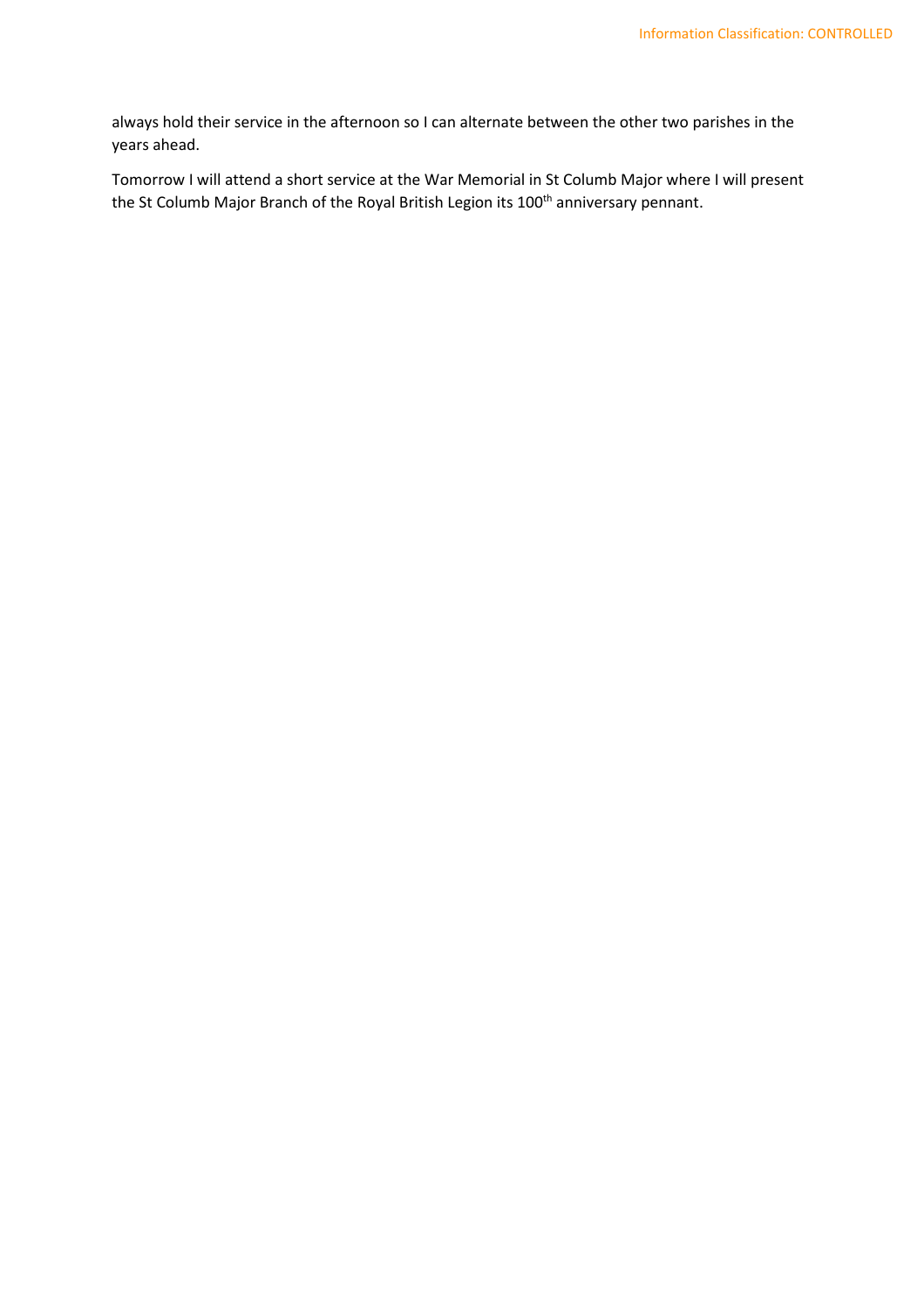always hold their service in the afternoon so I can alternate between the other two parishes in the years ahead.

Tomorrow I will attend a short service at the War Memorial in St Columb Major where I will present the St Columb Major Branch of the Royal British Legion its 100th anniversary pennant.